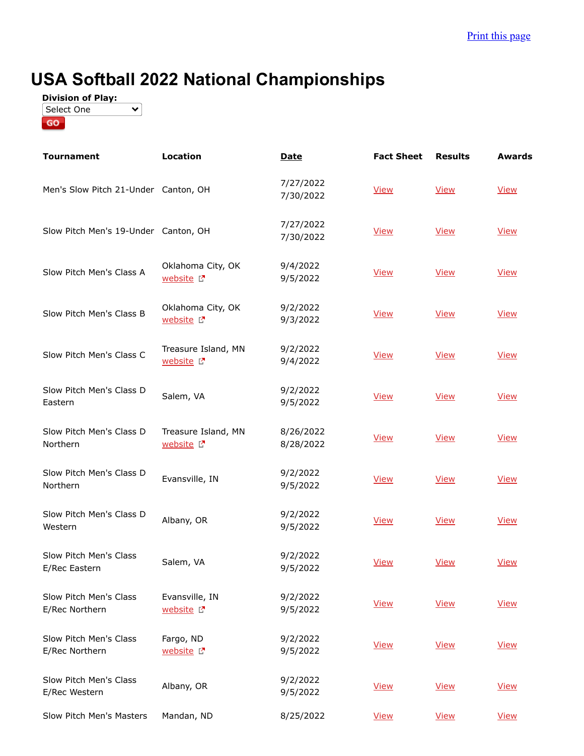Print this page

# USA Softball 2022 National Championships

**Division of Play:**

Select One

GO

| Tournament | Location | Date | Fact Sheet | Results | Awards |
|---|---|---|---|---|---|
| Men's Slow Pitch 21-Under | Canton, OH | 7/27/2022 7/30/2022 | View | View | View |
| Slow Pitch Men's 19-Under | Canton, OH | 7/27/2022 7/30/2022 | View | View | View |
| Slow Pitch Men's Class A | Oklahoma City, OK website | 9/4/2022 9/5/2022 | View | View | View |
| Slow Pitch Men's Class B | Oklahoma City, OK website | 9/2/2022 9/3/2022 | View | View | View |
| Slow Pitch Men's Class C | Treasure Island, MN website | 9/2/2022 9/4/2022 | View | View | View |
| Slow Pitch Men's Class D Eastern | Salem, VA | 9/2/2022 9/5/2022 | View | View | View |
| Slow Pitch Men's Class D Northern | Treasure Island, MN website | 8/26/2022 8/28/2022 | View | View | View |
| Slow Pitch Men's Class D Northern | Evansville, IN | 9/2/2022 9/5/2022 | View | View | View |
| Slow Pitch Men's Class D Western | Albany, OR | 9/2/2022 9/5/2022 | View | View | View |
| Slow Pitch Men's Class E/Rec Eastern | Salem, VA | 9/2/2022 9/5/2022 | View | View | View |
| Slow Pitch Men's Class E/Rec Northern | Evansville, IN website | 9/2/2022 9/5/2022 | View | View | View |
| Slow Pitch Men's Class E/Rec Northern | Fargo, ND website | 9/2/2022 9/5/2022 | View | View | View |
| Slow Pitch Men's Class E/Rec Western | Albany, OR | 9/2/2022 9/5/2022 | View | View | View |
| Slow Pitch Men's Masters | Mandan, ND | 8/25/2022 | View | View | View |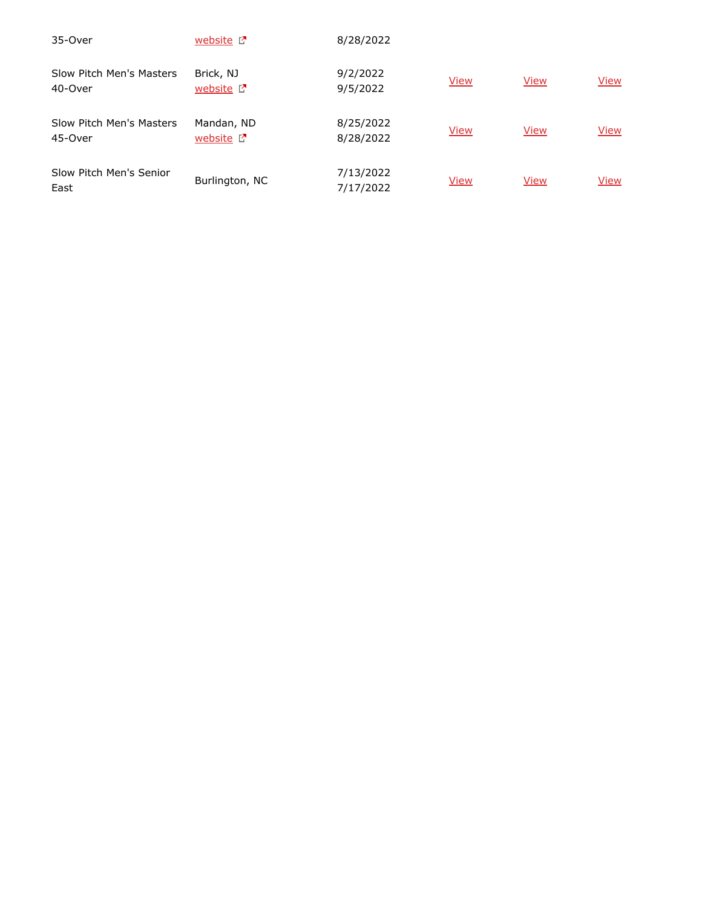| | | | | | |
|---|---|---|---|---|---|
| 35-Over | website | 8/28/2022 | | | |
| Slow Pitch Men's Masters 40-Over | Brick, NJ website | 9/2/2022 9/5/2022 | View | View | View |
| Slow Pitch Men's Masters 45-Over | Mandan, ND website | 8/25/2022 8/28/2022 | View | View | View |
| Slow Pitch Men's Senior East | Burlington, NC | 7/13/2022 7/17/2022 | View | View | View |